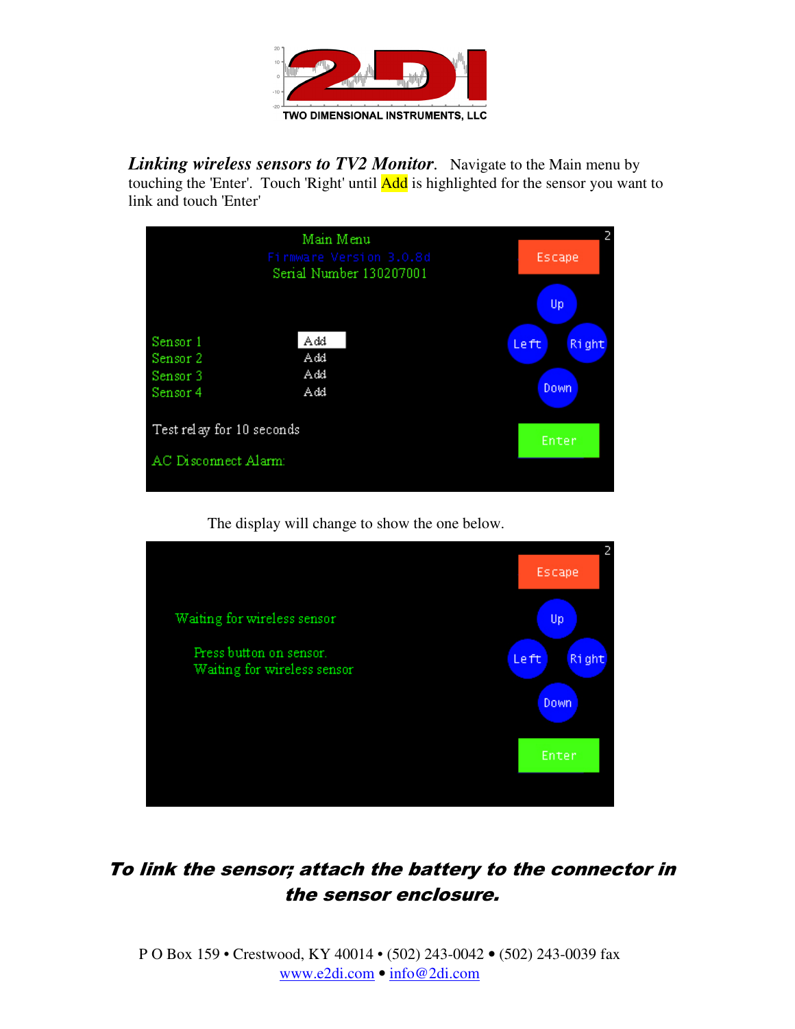**TWO DIMENSIONAL INSTRUMENTS, LLC**

***Linking wireless sensors to TV2 Monitor***. Navigate to the Main menu by touching the 'Enter'. Touch 'Right' until Add is highlighted for the sensor you want to link and touch 'Enter'

Main Menu
Firmware Version 3.0.8d
Serial Number 130207001

Sensor 1 Add
Sensor 2 Add
Sensor 3 Add
Sensor 4 Add

Test relay for 10 seconds

AC Disconnect Alarm:

Escape | Up | Left | Right | Down | Enter

The display will change to show the one below.

Waiting for wireless sensor

Press button on sensor.
Waiting for wireless sensor

Escape | Up | Left | Right | Down | Enter

***To link the sensor; attach the battery to the connector in the sensor enclosure.***

P O Box 159 • Crestwood, KY 40014 • (502) 243-0042 • (502) 243-0039 fax
www.e2di.com • info@2di.com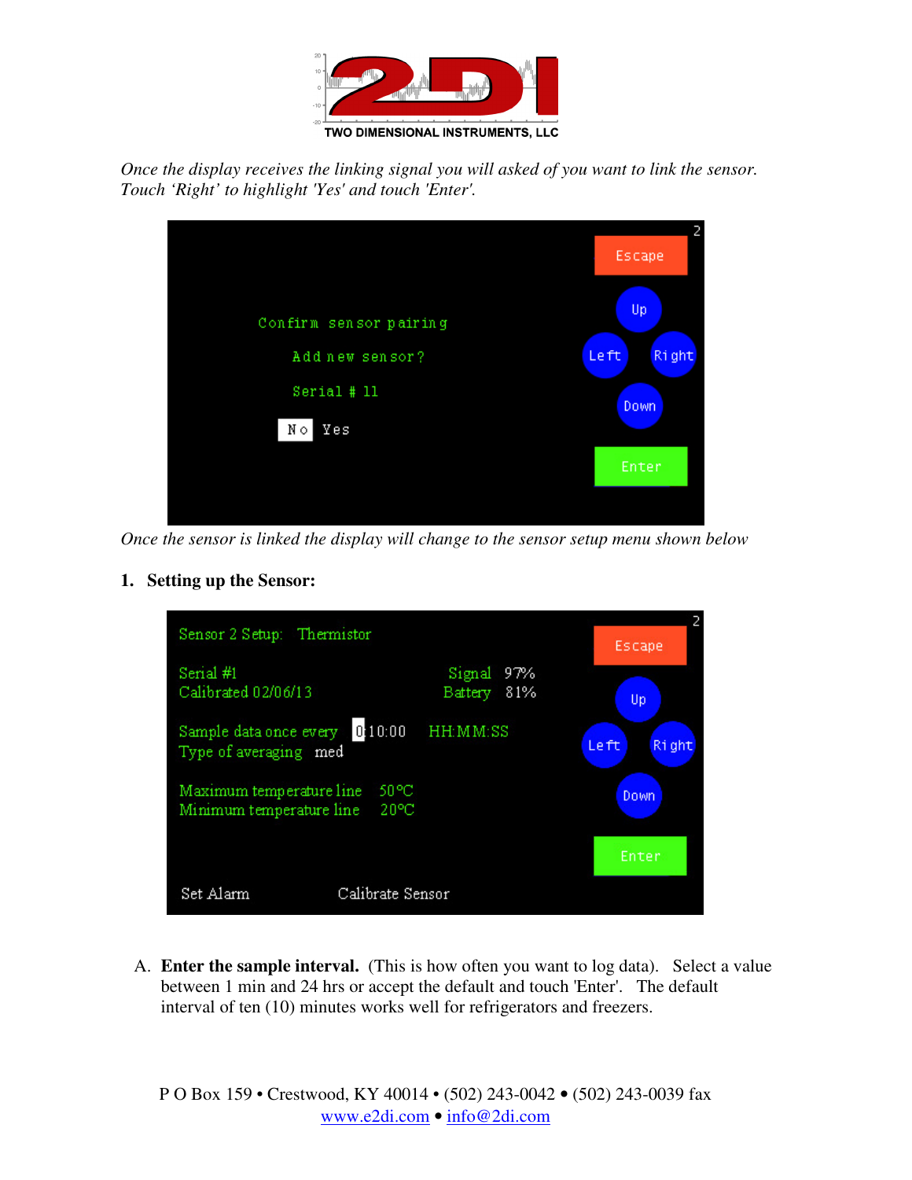*Once the display receives the linking signal you will asked of you want to link the sensor. Touch 'Right' to highlight 'Yes' and touch 'Enter'.*

*Once the sensor is linked the display will change to the sensor setup menu shown below*

**1. Setting up the Sensor:**

A. **Enter the sample interval.** (This is how often you want to log data). Select a value between 1 min and 24 hrs or accept the default and touch 'Enter'. The default interval of ten (10) minutes works well for refrigerators and freezers.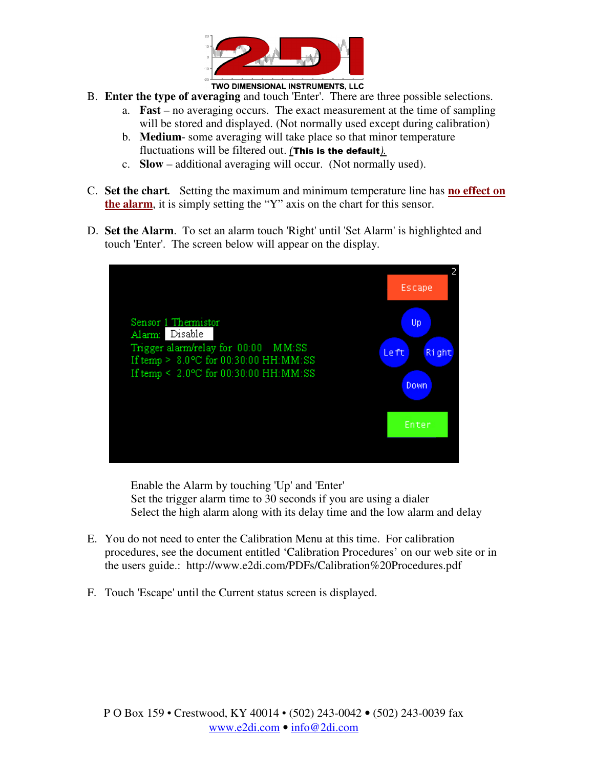B. **Enter the type of averaging** and touch 'Enter'. There are three possible selections.
   a. **Fast** – no averaging occurs. The exact measurement at the time of sampling will be stored and displayed. (Not normally used except during calibration)
   b. **Medium**- some averaging will take place so that minor temperature fluctuations will be filtered out. (**This is the default**).
   c. **Slow** – additional averaging will occur. (Not normally used).

C. **Set the chart.** Setting the maximum and minimum temperature line has **no effect on the alarm**, it is simply setting the "Y" axis on the chart for this sensor.

D. **Set the Alarm**. To set an alarm touch 'Right' until 'Set Alarm' is highlighted and touch 'Enter'. The screen below will appear on the display.

   Enable the Alarm by touching 'Up' and 'Enter'
   Set the trigger alarm time to 30 seconds if you are using a dialer
   Select the high alarm along with its delay time and the low alarm and delay

E. You do not need to enter the Calibration Menu at this time. For calibration procedures, see the document entitled 'Calibration Procedures' on our web site or in the users guide.: http://www.e2di.com/PDFs/Calibration%20Procedures.pdf

F. Touch 'Escape' until the Current status screen is displayed.